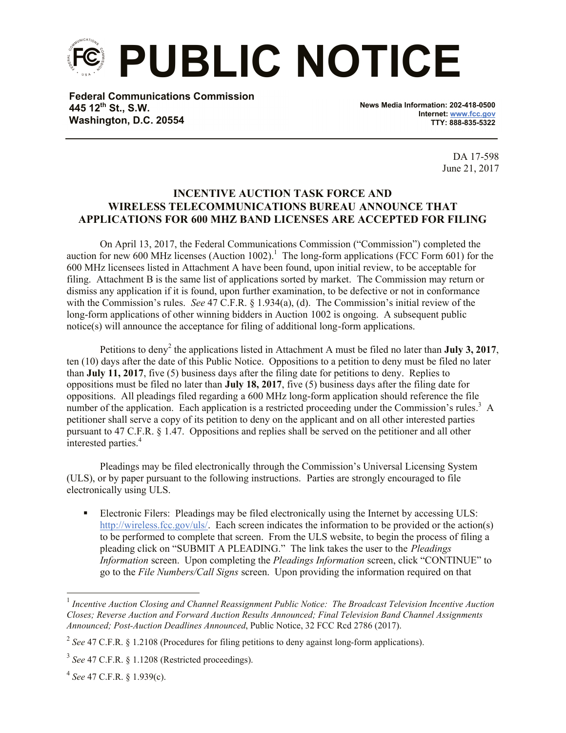# PUBLIC NOTICE

**Federal Communications Commission**
**445 12th St., S.W.**
**Washington, D.C. 20554**

**News Media Information: 202-418-0500**
**Internet: [www.fcc.gov](http://www.fcc.gov)**
**TTY: 888-835-5322**

DA 17-598
June 21, 2017

## INCENTIVE AUCTION TASK FORCE AND WIRELESS TELECOMMUNICATIONS BUREAU ANNOUNCE THAT APPLICATIONS FOR 600 MHZ BAND LICENSES ARE ACCEPTED FOR FILING

On April 13, 2017, the Federal Communications Commission ("Commission") completed the auction for new 600 MHz licenses (Auction 1002).[1] The long-form applications (FCC Form 601) for the 600 MHz licensees listed in Attachment A have been found, upon initial review, to be acceptable for filing. Attachment B is the same list of applications sorted by market. The Commission may return or dismiss any application if it is found, upon further examination, to be defective or not in conformance with the Commission's rules. *See* 47 C.F.R. § 1.934(a), (d). The Commission's initial review of the long-form applications of other winning bidders in Auction 1002 is ongoing. A subsequent public notice(s) will announce the acceptance for filing of additional long-form applications.

Petitions to deny[2] the applications listed in Attachment A must be filed no later than **July 3, 2017**, ten (10) days after the date of this Public Notice. Oppositions to a petition to deny must be filed no later than **July 11, 2017**, five (5) business days after the filing date for petitions to deny. Replies to oppositions must be filed no later than **July 18, 2017**, five (5) business days after the filing date for oppositions. All pleadings filed regarding a 600 MHz long-form application should reference the file number of the application. Each application is a restricted proceeding under the Commission's rules.[3] A petitioner shall serve a copy of its petition to deny on the applicant and on all other interested parties pursuant to 47 C.F.R. § 1.47. Oppositions and replies shall be served on the petitioner and all other interested parties.[4]

Pleadings may be filed electronically through the Commission's Universal Licensing System (ULS), or by paper pursuant to the following instructions. Parties are strongly encouraged to file electronically using ULS.

- Electronic Filers: Pleadings may be filed electronically using the Internet by accessing ULS: [http://wireless.fcc.gov/uls/](http://wireless.fcc.gov/uls/). Each screen indicates the information to be provided or the action(s) to be performed to complete that screen. From the ULS website, to begin the process of filing a pleading click on "SUBMIT A PLEADING." The link takes the user to the *Pleadings Information* screen. Upon completing the *Pleadings Information* screen, click "CONTINUE" to go to the *File Numbers/Call Signs* screen. Upon providing the information required on that

---

[1] *Incentive Auction Closing and Channel Reassignment Public Notice: The Broadcast Television Incentive Auction Closes; Reverse Auction and Forward Auction Results Announced; Final Television Band Channel Assignments Announced; Post-Auction Deadlines Announced*, Public Notice, 32 FCC Rcd 2786 (2017).

[2] *See* 47 C.F.R. § 1.2108 (Procedures for filing petitions to deny against long-form applications).

[3] *See* 47 C.F.R. § 1.1208 (Restricted proceedings).

[4] *See* 47 C.F.R. § 1.939(c).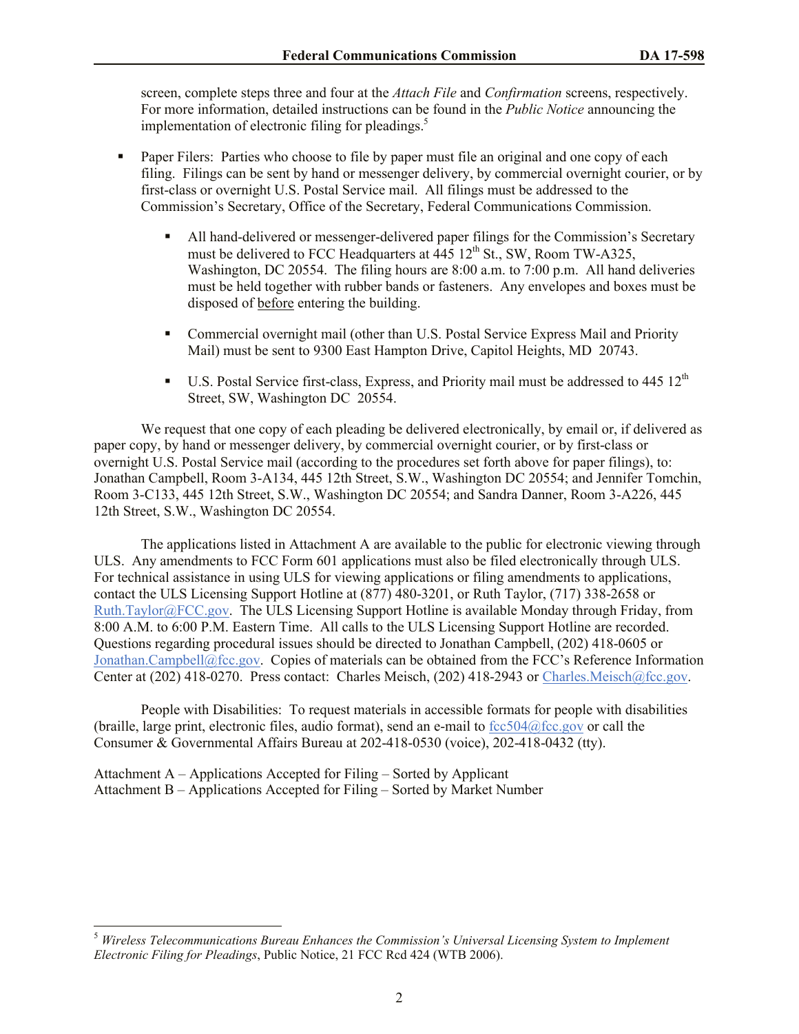screen, complete steps three and four at the *Attach File* and *Confirmation* screens, respectively. For more information, detailed instructions can be found in the *Public Notice* announcing the implementation of electronic filing for pleadings.[5]

- Paper Filers: Parties who choose to file by paper must file an original and one copy of each filing. Filings can be sent by hand or messenger delivery, by commercial overnight courier, or by first-class or overnight U.S. Postal Service mail. All filings must be addressed to the Commission's Secretary, Office of the Secretary, Federal Communications Commission.

  - All hand-delivered or messenger-delivered paper filings for the Commission's Secretary must be delivered to FCC Headquarters at 445 12th St., SW, Room TW-A325, Washington, DC 20554. The filing hours are 8:00 a.m. to 7:00 p.m. All hand deliveries must be held together with rubber bands or fasteners. Any envelopes and boxes must be disposed of before entering the building.

  - Commercial overnight mail (other than U.S. Postal Service Express Mail and Priority Mail) must be sent to 9300 East Hampton Drive, Capitol Heights, MD 20743.

  - U.S. Postal Service first-class, Express, and Priority mail must be addressed to 445 12th Street, SW, Washington DC 20554.

We request that one copy of each pleading be delivered electronically, by email or, if delivered as paper copy, by hand or messenger delivery, by commercial overnight courier, or by first-class or overnight U.S. Postal Service mail (according to the procedures set forth above for paper filings), to: Jonathan Campbell, Room 3-A134, 445 12th Street, S.W., Washington DC 20554; and Jennifer Tomchin, Room 3-C133, 445 12th Street, S.W., Washington DC 20554; and Sandra Danner, Room 3-A226, 445 12th Street, S.W., Washington DC 20554.

The applications listed in Attachment A are available to the public for electronic viewing through ULS. Any amendments to FCC Form 601 applications must also be filed electronically through ULS. For technical assistance in using ULS for viewing applications or filing amendments to applications, contact the ULS Licensing Support Hotline at (877) 480-3201, or Ruth Taylor, (717) 338-2658 or Ruth.Taylor@FCC.gov. The ULS Licensing Support Hotline is available Monday through Friday, from 8:00 A.M. to 6:00 P.M. Eastern Time. All calls to the ULS Licensing Support Hotline are recorded. Questions regarding procedural issues should be directed to Jonathan Campbell, (202) 418-0605 or Jonathan.Campbell@fcc.gov. Copies of materials can be obtained from the FCC's Reference Information Center at (202) 418-0270. Press contact: Charles Meisch, (202) 418-2943 or Charles.Meisch@fcc.gov.

People with Disabilities: To request materials in accessible formats for people with disabilities (braille, large print, electronic files, audio format), send an e-mail to fcc504@fcc.gov or call the Consumer & Governmental Affairs Bureau at 202-418-0530 (voice), 202-418-0432 (tty).

Attachment A – Applications Accepted for Filing – Sorted by Applicant
Attachment B – Applications Accepted for Filing – Sorted by Market Number

[5] *Wireless Telecommunications Bureau Enhances the Commission's Universal Licensing System to Implement Electronic Filing for Pleadings*, Public Notice, 21 FCC Rcd 424 (WTB 2006).